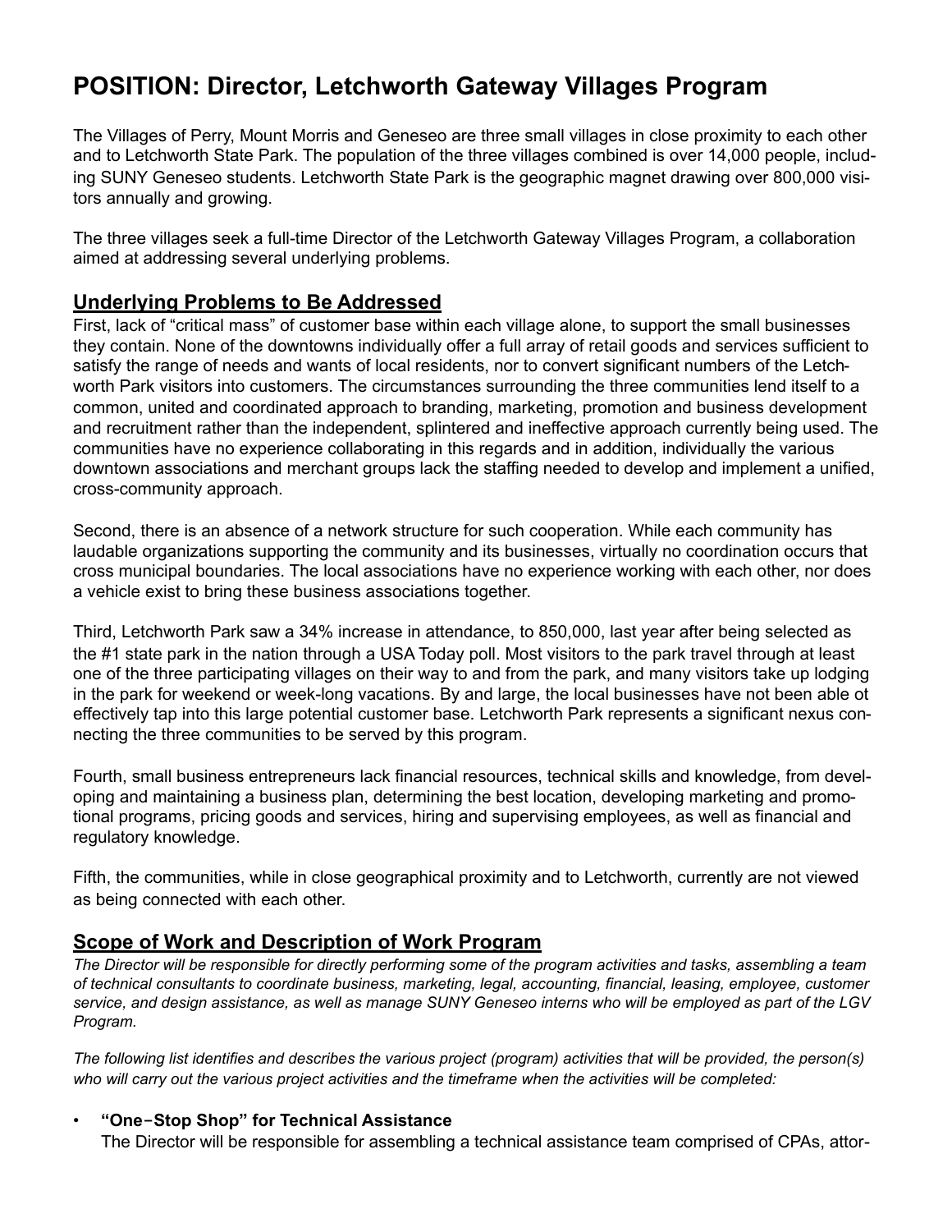# POSITION: Director, Letchworth Gateway Villages Program

The Villages of Perry, Mount Morris and Geneseo are three small villages in close proximity to each other and to Letchworth State Park. The population of the three villages combined is over 14,000 people, including SUNY Geneseo students. Letchworth State Park is the geographic magnet drawing over 800,000 visitors annually and growing.

The three villages seek a full-time Director of the Letchworth Gateway Villages Program, a collaboration aimed at addressing several underlying problems.

## Underlying Problems to Be Addressed

First, lack of "critical mass" of customer base within each village alone, to support the small businesses they contain. None of the downtowns individually offer a full array of retail goods and services sufficient to satisfy the range of needs and wants of local residents, nor to convert significant numbers of the Letchworth Park visitors into customers. The circumstances surrounding the three communities lend itself to a common, united and coordinated approach to branding, marketing, promotion and business development and recruitment rather than the independent, splintered and ineffective approach currently being used. The communities have no experience collaborating in this regards and in addition, individually the various downtown associations and merchant groups lack the staffing needed to develop and implement a unified, cross-community approach.

Second, there is an absence of a network structure for such cooperation. While each community has laudable organizations supporting the community and its businesses, virtually no coordination occurs that cross municipal boundaries. The local associations have no experience working with each other, nor does a vehicle exist to bring these business associations together.

Third, Letchworth Park saw a 34% increase in attendance, to 850,000, last year after being selected as the #1 state park in the nation through a USA Today poll. Most visitors to the park travel through at least one of the three participating villages on their way to and from the park, and many visitors take up lodging in the park for weekend or week-long vacations. By and large, the local businesses have not been able ot effectively tap into this large potential customer base. Letchworth Park represents a significant nexus connecting the three communities to be served by this program.

Fourth, small business entrepreneurs lack financial resources, technical skills and knowledge, from developing and maintaining a business plan, determining the best location, developing marketing and promotional programs, pricing goods and services, hiring and supervising employees, as well as financial and regulatory knowledge.

Fifth, the communities, while in close geographical proximity and to Letchworth, currently are not viewed as being connected with each other.

## Scope of Work and Description of Work Program

*The Director will be responsible for directly performing some of the program activities and tasks, assembling a team of technical consultants to coordinate business, marketing, legal, accounting, financial, leasing, employee, customer service, and design assistance, as well as manage SUNY Geneseo interns who will be employed as part of the LGV Program.*

*The following list identifies and describes the various project (program) activities that will be provided, the person(s) who will carry out the various project activities and the timeframe when the activities will be completed:*

- **"One-Stop Shop" for Technical Assistance**
  The Director will be responsible for assembling a technical assistance team comprised of CPAs, attor-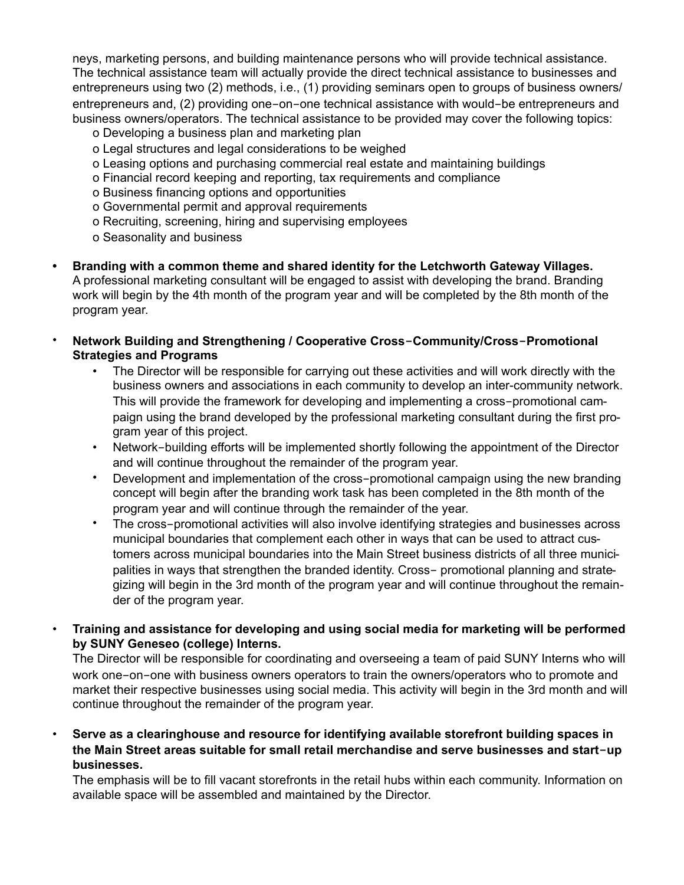neys, marketing persons, and building maintenance persons who will provide technical assistance. The technical assistance team will actually provide the direct technical assistance to businesses and entrepreneurs using two (2) methods, i.e., (1) providing seminars open to groups of business owners/ entrepreneurs and, (2) providing one-on-one technical assistance with would-be entrepreneurs and business owners/operators. The technical assistance to be provided may cover the following topics:

- o Developing a business plan and marketing plan
- o Legal structures and legal considerations to be weighed
- o Leasing options and purchasing commercial real estate and maintaining buildings
- o Financial record keeping and reporting, tax requirements and compliance
- o Business financing options and opportunities
- o Governmental permit and approval requirements
- o Recruiting, screening, hiring and supervising employees
- o Seasonality and business

- **Branding with a common theme and shared identity for the Letchworth Gateway Villages.**
  A professional marketing consultant will be engaged to assist with developing the brand. Branding work will begin by the 4th month of the program year and will be completed by the 8th month of the program year.

- **Network Building and Strengthening / Cooperative Cross-Community/Cross-Promotional Strategies and Programs**
  - The Director will be responsible for carrying out these activities and will work directly with the business owners and associations in each community to develop an inter-community network. This will provide the framework for developing and implementing a cross-promotional campaign using the brand developed by the professional marketing consultant during the first program year of this project.
  - Network-building efforts will be implemented shortly following the appointment of the Director and will continue throughout the remainder of the program year.
  - Development and implementation of the cross-promotional campaign using the new branding concept will begin after the branding work task has been completed in the 8th month of the program year and will continue through the remainder of the year.
  - The cross-promotional activities will also involve identifying strategies and businesses across municipal boundaries that complement each other in ways that can be used to attract customers across municipal boundaries into the Main Street business districts of all three municipalities in ways that strengthen the branded identity. Cross- promotional planning and strategizing will begin in the 3rd month of the program year and will continue throughout the remainder of the program year.

- **Training and assistance for developing and using social media for marketing will be performed by SUNY Geneseo (college) Interns.**
  The Director will be responsible for coordinating and overseeing a team of paid SUNY Interns who will work one-on-one with business owners operators to train the owners/operators who to promote and market their respective businesses using social media. This activity will begin in the 3rd month and will continue throughout the remainder of the program year.

- **Serve as a clearinghouse and resource for identifying available storefront building spaces in the Main Street areas suitable for small retail merchandise and serve businesses and start-up businesses.**
  The emphasis will be to fill vacant storefronts in the retail hubs within each community. Information on available space will be assembled and maintained by the Director.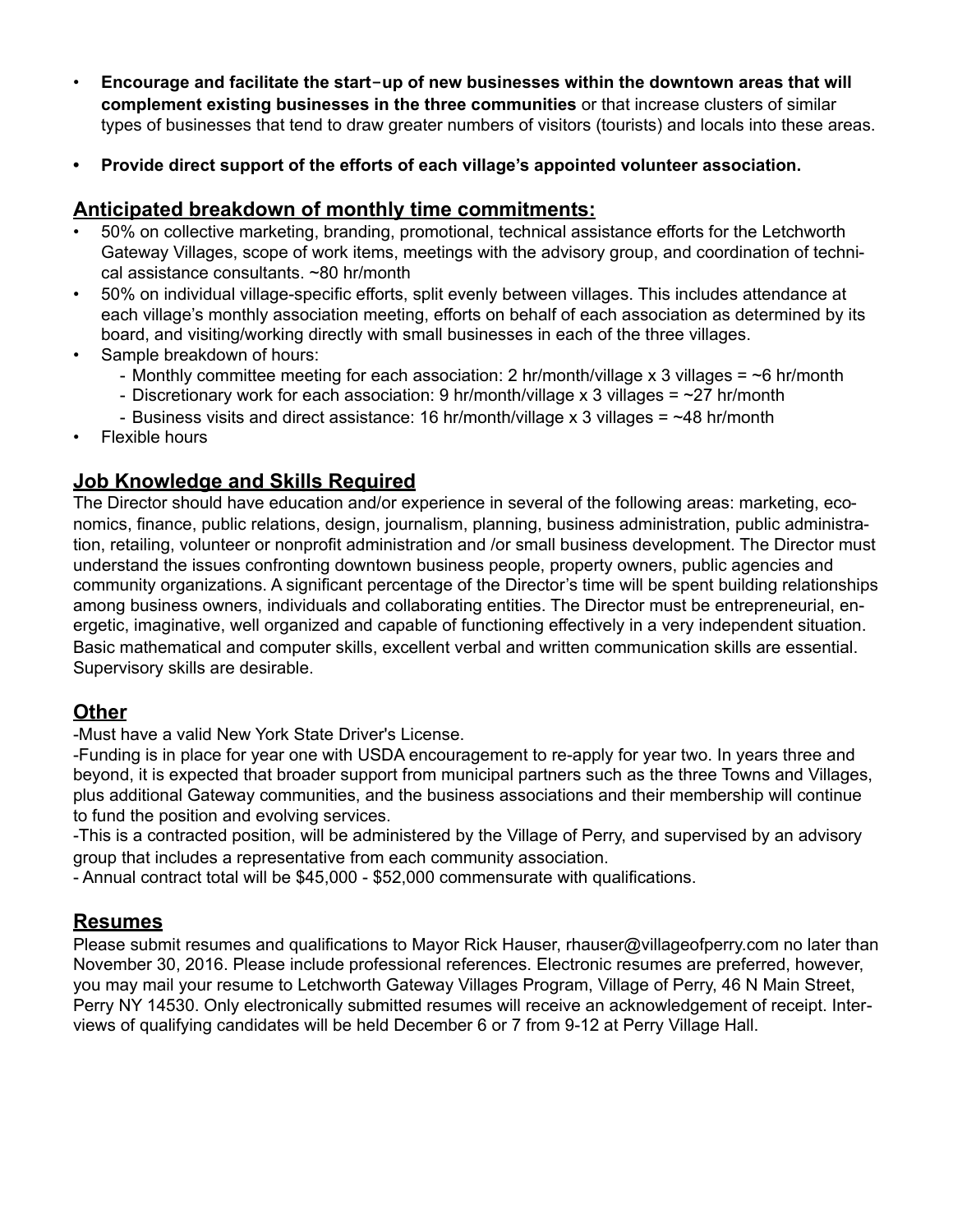- **Encourage and facilitate the start-up of new businesses within the downtown areas that will complement existing businesses in the three communities** or that increase clusters of similar types of businesses that tend to draw greater numbers of visitors (tourists) and locals into these areas.
- **Provide direct support of the efforts of each village's appointed volunteer association.**

## Anticipated breakdown of monthly time commitments:

- 50% on collective marketing, branding, promotional, technical assistance efforts for the Letchworth Gateway Villages, scope of work items, meetings with the advisory group, and coordination of technical assistance consultants. ~80 hr/month
- 50% on individual village-specific efforts, split evenly between villages. This includes attendance at each village's monthly association meeting, efforts on behalf of each association as determined by its board, and visiting/working directly with small businesses in each of the three villages.
- Sample breakdown of hours:
  - Monthly committee meeting for each association: 2 hr/month/village x 3 villages = ~6 hr/month
  - Discretionary work for each association: 9 hr/month/village x 3 villages = ~27 hr/month
  - Business visits and direct assistance: 16 hr/month/village x 3 villages = ~48 hr/month
- Flexible hours

## Job Knowledge and Skills Required

The Director should have education and/or experience in several of the following areas: marketing, economics, finance, public relations, design, journalism, planning, business administration, public administration, retailing, volunteer or nonprofit administration and /or small business development. The Director must understand the issues confronting downtown business people, property owners, public agencies and community organizations. A significant percentage of the Director's time will be spent building relationships among business owners, individuals and collaborating entities. The Director must be entrepreneurial, energetic, imaginative, well organized and capable of functioning effectively in a very independent situation. Basic mathematical and computer skills, excellent verbal and written communication skills are essential. Supervisory skills are desirable.

## Other

-Must have a valid New York State Driver's License.

-Funding is in place for year one with USDA encouragement to re-apply for year two. In years three and beyond, it is expected that broader support from municipal partners such as the three Towns and Villages, plus additional Gateway communities, and the business associations and their membership will continue to fund the position and evolving services.

-This is a contracted position, will be administered by the Village of Perry, and supervised by an advisory group that includes a representative from each community association.

- Annual contract total will be $45,000 - $52,000 commensurate with qualifications.

## Resumes

Please submit resumes and qualifications to Mayor Rick Hauser, rhauser@villageofperry.com no later than November 30, 2016. Please include professional references. Electronic resumes are preferred, however, you may mail your resume to Letchworth Gateway Villages Program, Village of Perry, 46 N Main Street, Perry NY 14530. Only electronically submitted resumes will receive an acknowledgement of receipt. Interviews of qualifying candidates will be held December 6 or 7 from 9-12 at Perry Village Hall.